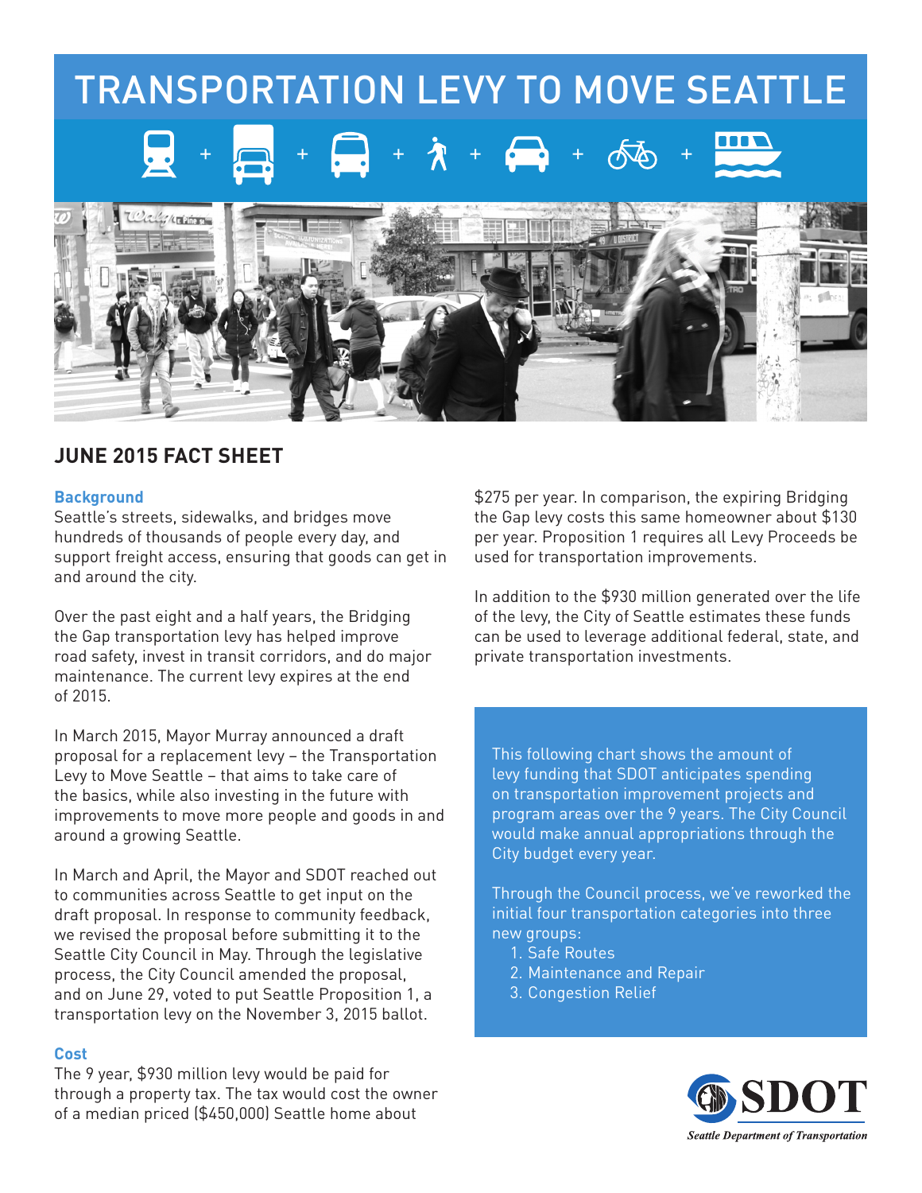# TRANSPORTATION LEVY TO MOVE SEATTLE

## JUNE 2015 FACT SHEET

### Background

Seattle's streets, sidewalks, and bridges move hundreds of thousands of people every day, and support freight access, ensuring that goods can get in and around the city.

Over the past eight and a half years, the Bridging the Gap transportation levy has helped improve road safety, invest in transit corridors, and do major maintenance. The current levy expires at the end of 2015.

In March 2015, Mayor Murray announced a draft proposal for a replacement levy – the Transportation Levy to Move Seattle – that aims to take care of the basics, while also investing in the future with improvements to move more people and goods in and around a growing Seattle.

In March and April, the Mayor and SDOT reached out to communities across Seattle to get input on the draft proposal. In response to community feedback, we revised the proposal before submitting it to the Seattle City Council in May. Through the legislative process, the City Council amended the proposal, and on June 29, voted to put Seattle Proposition 1, a transportation levy on the November 3, 2015 ballot.

### Cost

The 9 year, $930 million levy would be paid for through a property tax. The tax would cost the owner of a median priced ($450,000) Seattle home about $275 per year. In comparison, the expiring Bridging the Gap levy costs this same homeowner about $130 per year. Proposition 1 requires all Levy Proceeds be used for transportation improvements.

In addition to the $930 million generated over the life of the levy, the City of Seattle estimates these funds can be used to leverage additional federal, state, and private transportation investments.

This following chart shows the amount of levy funding that SDOT anticipates spending on transportation improvement projects and program areas over the 9 years. The City Council would make annual appropriations through the City budget every year.

Through the Council process, we've reworked the initial four transportation categories into three new groups:

1. Safe Routes
2. Maintenance and Repair
3. Congestion Relief

SDOT
Seattle Department of Transportation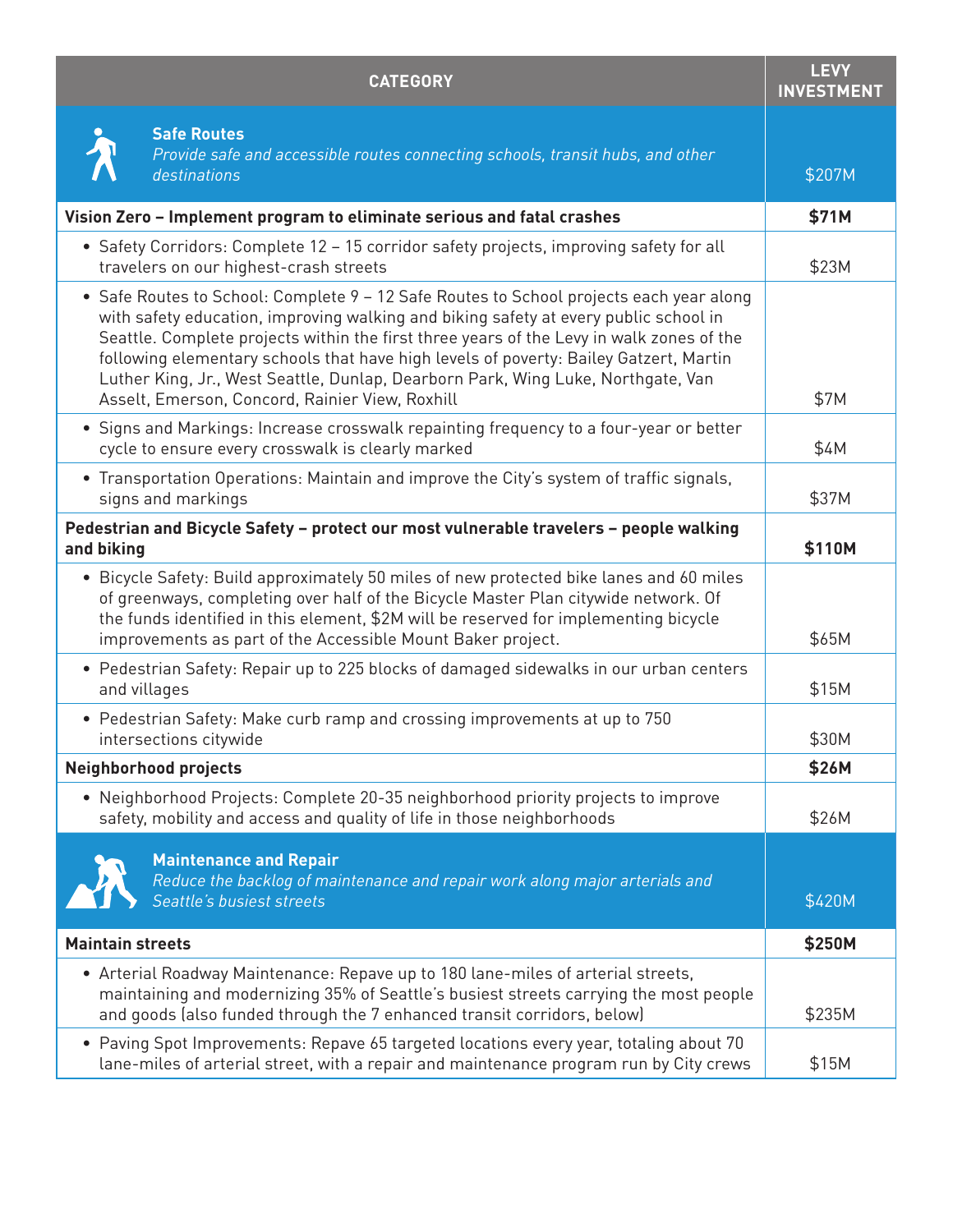| CATEGORY | LEVY INVESTMENT |
|---|---|
| **Safe Routes** *Provide safe and accessible routes connecting schools, transit hubs, and other destinations* | $207M |
| **Vision Zero – Implement program to eliminate serious and fatal crashes** | **$71M** |
| • Safety Corridors: Complete 12 – 15 corridor safety projects, improving safety for all travelers on our highest-crash streets | $23M |
| • Safe Routes to School: Complete 9 – 12 Safe Routes to School projects each year along with safety education, improving walking and biking safety at every public school in Seattle. Complete projects within the first three years of the Levy in walk zones of the following elementary schools that have high levels of poverty: Bailey Gatzert, Martin Luther King, Jr., West Seattle, Dunlap, Dearborn Park, Wing Luke, Northgate, Van Asselt, Emerson, Concord, Rainier View, Roxhill | $7M |
| • Signs and Markings: Increase crosswalk repainting frequency to a four-year or better cycle to ensure every crosswalk is clearly marked | $4M |
| • Transportation Operations: Maintain and improve the City's system of traffic signals, signs and markings | $37M |
| **Pedestrian and Bicycle Safety – protect our most vulnerable travelers – people walking and biking** | **$110M** |
| • Bicycle Safety: Build approximately 50 miles of new protected bike lanes and 60 miles of greenways, completing over half of the Bicycle Master Plan citywide network. Of the funds identified in this element, $2M will be reserved for implementing bicycle improvements as part of the Accessible Mount Baker project. | $65M |
| • Pedestrian Safety: Repair up to 225 blocks of damaged sidewalks in our urban centers and villages | $15M |
| • Pedestrian Safety: Make curb ramp and crossing improvements at up to 750 intersections citywide | $30M |
| **Neighborhood projects** | **$26M** |
| • Neighborhood Projects: Complete 20-35 neighborhood priority projects to improve safety, mobility and access and quality of life in those neighborhoods | $26M |
| **Maintenance and Repair** *Reduce the backlog of maintenance and repair work along major arterials and Seattle's busiest streets* | $420M |
| **Maintain streets** | **$250M** |
| • Arterial Roadway Maintenance: Repave up to 180 lane-miles of arterial streets, maintaining and modernizing 35% of Seattle's busiest streets carrying the most people and goods (also funded through the 7 enhanced transit corridors, below) | $235M |
| • Paving Spot Improvements: Repave 65 targeted locations every year, totaling about 70 lane-miles of arterial street, with a repair and maintenance program run by City crews | $15M |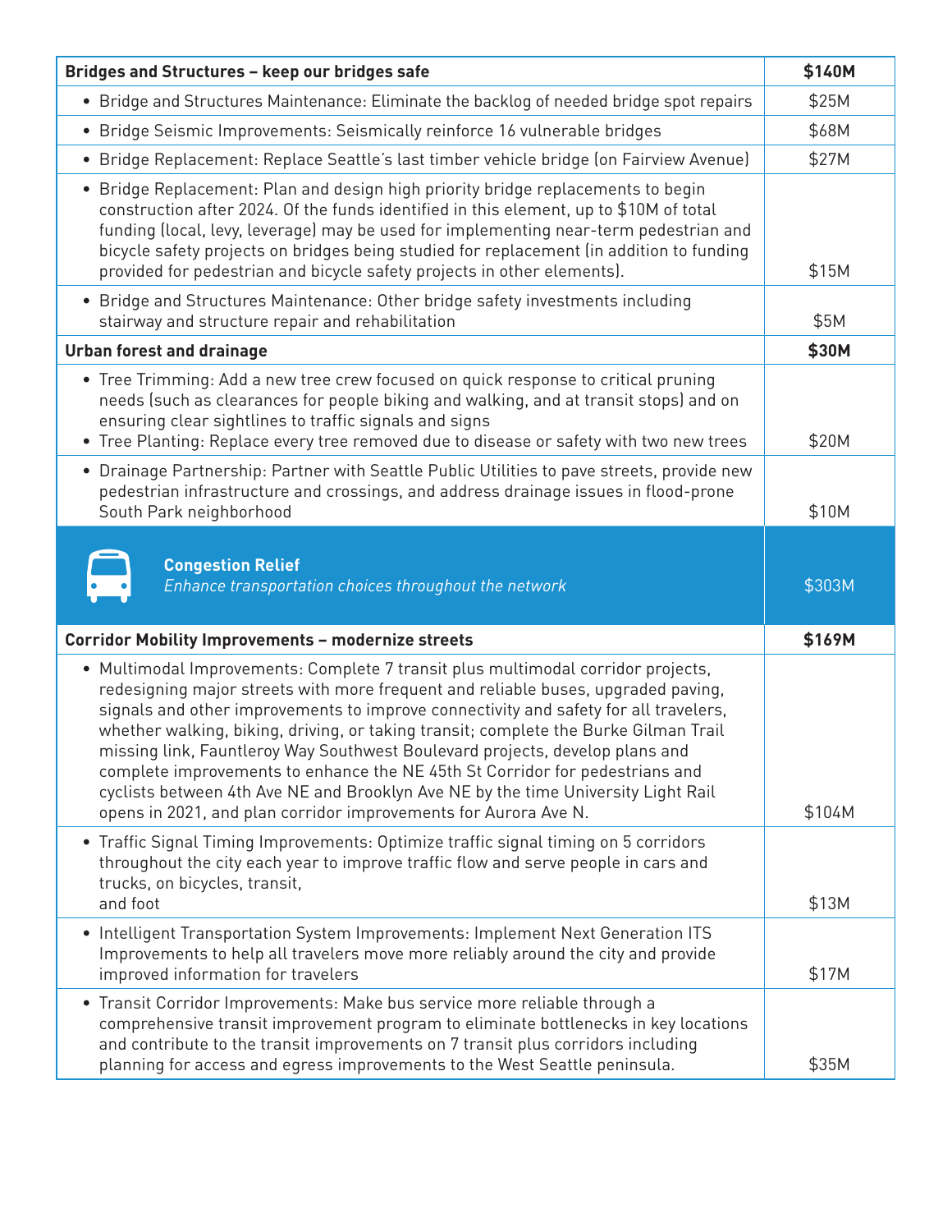| Bridges and Structures – keep our bridges safe | $140M |
|---|---|
| • Bridge and Structures Maintenance: Eliminate the backlog of needed bridge spot repairs | $25M |
| • Bridge Seismic Improvements: Seismically reinforce 16 vulnerable bridges | $68M |
| • Bridge Replacement: Replace Seattle's last timber vehicle bridge (on Fairview Avenue) | $27M |
| • Bridge Replacement: Plan and design high priority bridge replacements to begin construction after 2024. Of the funds identified in this element, up to $10M of total funding (local, levy, leverage) may be used for implementing near-term pedestrian and bicycle safety projects on bridges being studied for replacement (in addition to funding provided for pedestrian and bicycle safety projects in other elements). | $15M |
| • Bridge and Structures Maintenance: Other bridge safety investments including stairway and structure repair and rehabilitation | $5M |
| **Urban forest and drainage** | **$30M** |
| • Tree Trimming: Add a new tree crew focused on quick response to critical pruning needs (such as clearances for people biking and walking, and at transit stops) and on ensuring clear sightlines to traffic signals and signs<br>• Tree Planting: Replace every tree removed due to disease or safety with two new trees | $20M |
| • Drainage Partnership: Partner with Seattle Public Utilities to pave streets, provide new pedestrian infrastructure and crossings, and address drainage issues in flood-prone South Park neighborhood | $10M |
| **Congestion Relief**<br>*Enhance transportation choices throughout the network* | $303M |
| **Corridor Mobility Improvements – modernize streets** | **$169M** |
| • Multimodal Improvements: Complete 7 transit plus multimodal corridor projects, redesigning major streets with more frequent and reliable buses, upgraded paving, signals and other improvements to improve connectivity and safety for all travelers, whether walking, biking, driving, or taking transit; complete the Burke Gilman Trail missing link, Fauntleroy Way Southwest Boulevard projects, develop plans and complete improvements to enhance the NE 45th St Corridor for pedestrians and cyclists between 4th Ave NE and Brooklyn Ave NE by the time University Light Rail opens in 2021, and plan corridor improvements for Aurora Ave N. | $104M |
| • Traffic Signal Timing Improvements: Optimize traffic signal timing on 5 corridors throughout the city each year to improve traffic flow and serve people in cars and trucks, on bicycles, transit, and foot | $13M |
| • Intelligent Transportation System Improvements: Implement Next Generation ITS Improvements to help all travelers move more reliably around the city and provide improved information for travelers | $17M |
| • Transit Corridor Improvements: Make bus service more reliable through a comprehensive transit improvement program to eliminate bottlenecks in key locations and contribute to the transit improvements on 7 transit plus corridors including planning for access and egress improvements to the West Seattle peninsula. | $35M |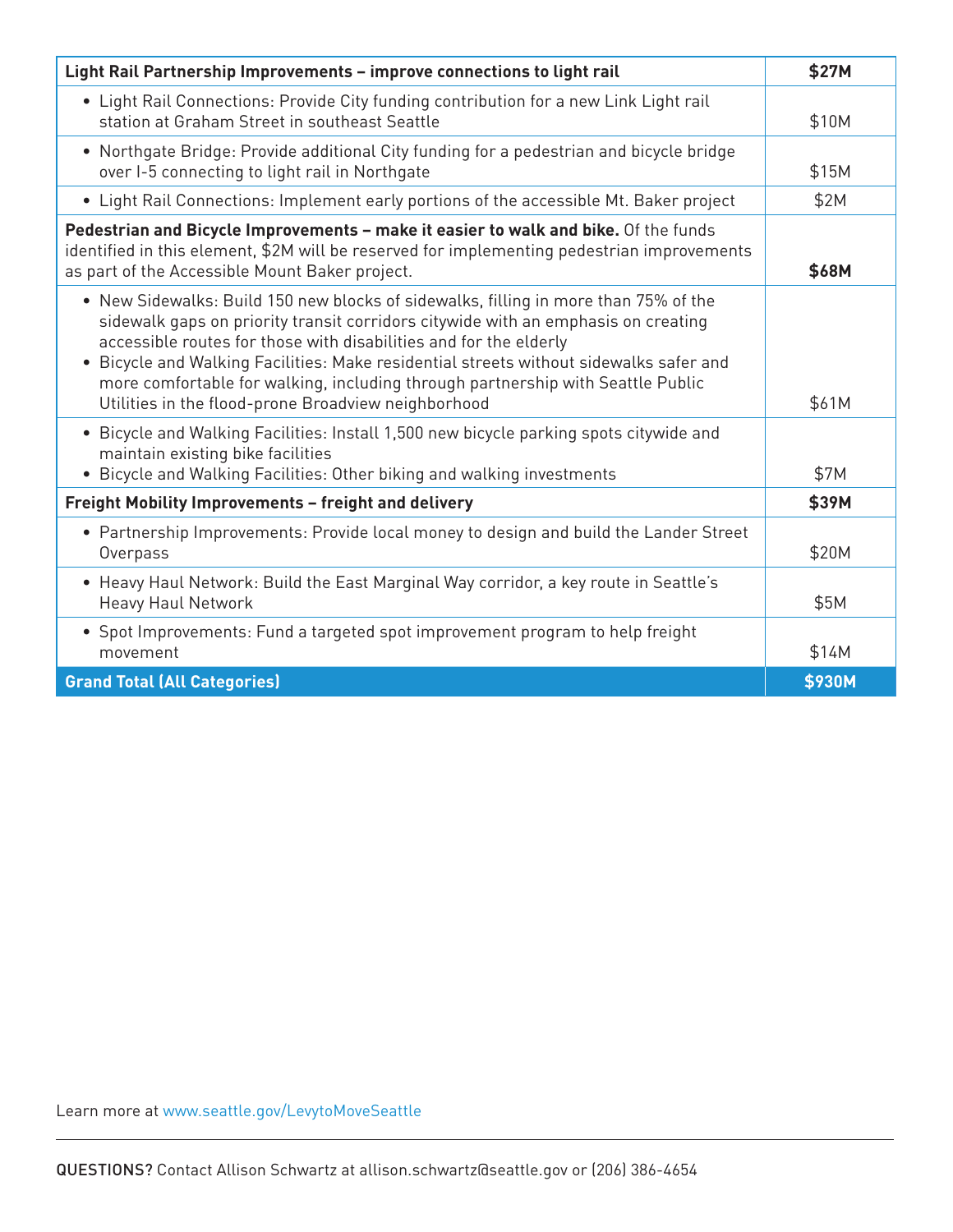| | |
|---|---|
| **Light Rail Partnership Improvements – improve connections to light rail** | **$27M** |
| • Light Rail Connections: Provide City funding contribution for a new Link Light rail station at Graham Street in southeast Seattle | $10M |
| • Northgate Bridge: Provide additional City funding for a pedestrian and bicycle bridge over I-5 connecting to light rail in Northgate | $15M |
| • Light Rail Connections: Implement early portions of the accessible Mt. Baker project | $2M |
| **Pedestrian and Bicycle Improvements – make it easier to walk and bike.** Of the funds identified in this element, $2M will be reserved for implementing pedestrian improvements as part of the Accessible Mount Baker project. | **$68M** |
| • New Sidewalks: Build 150 new blocks of sidewalks, filling in more than 75% of the sidewalk gaps on priority transit corridors citywide with an emphasis on creating accessible routes for those with disabilities and for the elderly<br>• Bicycle and Walking Facilities: Make residential streets without sidewalks safer and more comfortable for walking, including through partnership with Seattle Public Utilities in the flood-prone Broadview neighborhood | $61M |
| • Bicycle and Walking Facilities: Install 1,500 new bicycle parking spots citywide and maintain existing bike facilities<br>• Bicycle and Walking Facilities: Other biking and walking investments | $7M |
| **Freight Mobility Improvements – freight and delivery** | **$39M** |
| • Partnership Improvements: Provide local money to design and build the Lander Street Overpass | $20M |
| • Heavy Haul Network: Build the East Marginal Way corridor, a key route in Seattle's Heavy Haul Network | $5M |
| • Spot Improvements: Fund a targeted spot improvement program to help freight movement | $14M |
| **Grand Total (All Categories)** | **$930M** |

Learn more at www.seattle.gov/LevytoMoveSeattle

**QUESTIONS?** Contact Allison Schwartz at allison.schwartz@seattle.gov or (206) 386-4654